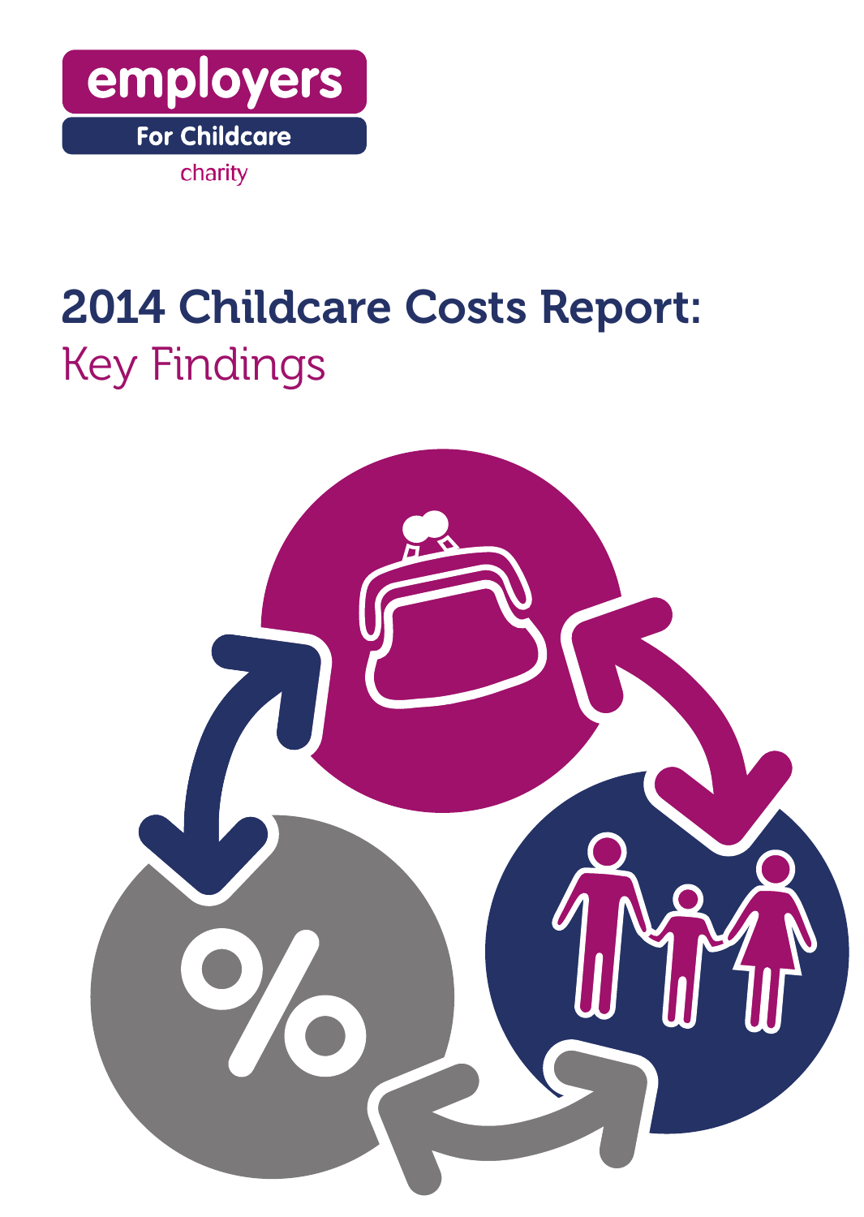employers

For Childcare

charity

# 2014 Childcare Costs Report:

## Key Findings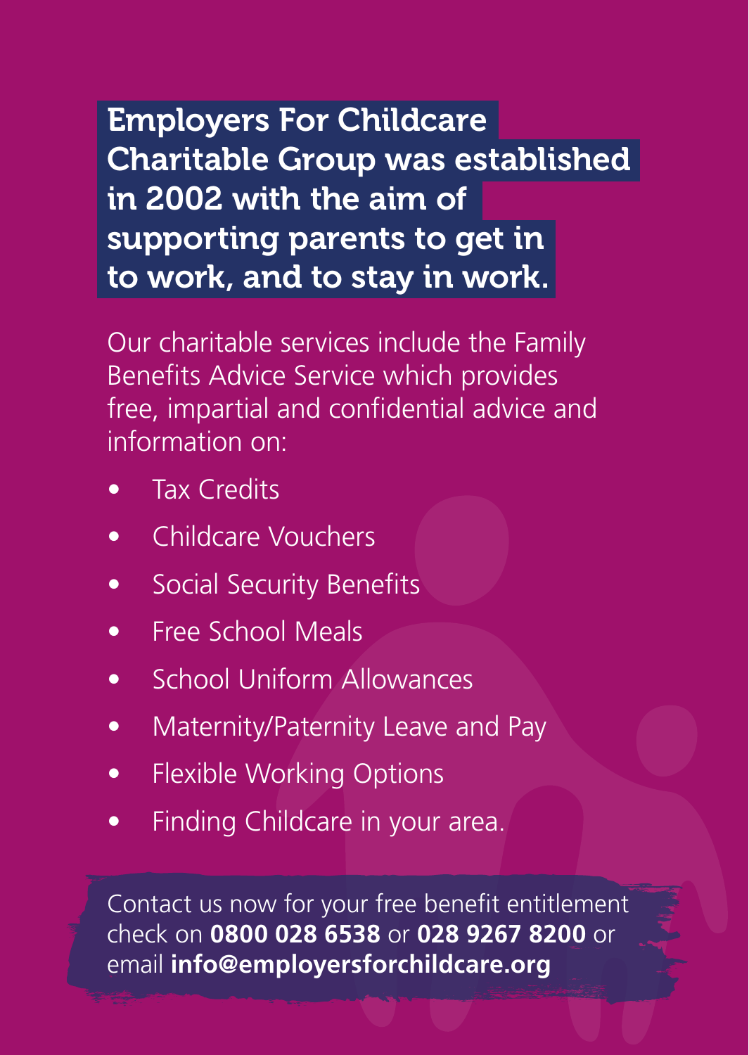## Employers For Childcare Charitable Group was established in 2002 with the aim of supporting parents to get in to work, and to stay in work.

Our charitable services include the Family Benefits Advice Service which provides free, impartial and confidential advice and information on:

- Tax Credits
- Childcare Vouchers
- Social Security Benefits
- Free School Meals
- School Uniform Allowances
- Maternity/Paternity Leave and Pay
- Flexible Working Options
- Finding Childcare in your area.

Contact us now for your free benefit entitlement check on **0800 028 6538** or **028 9267 8200** or email **info@employersforchildcare.org**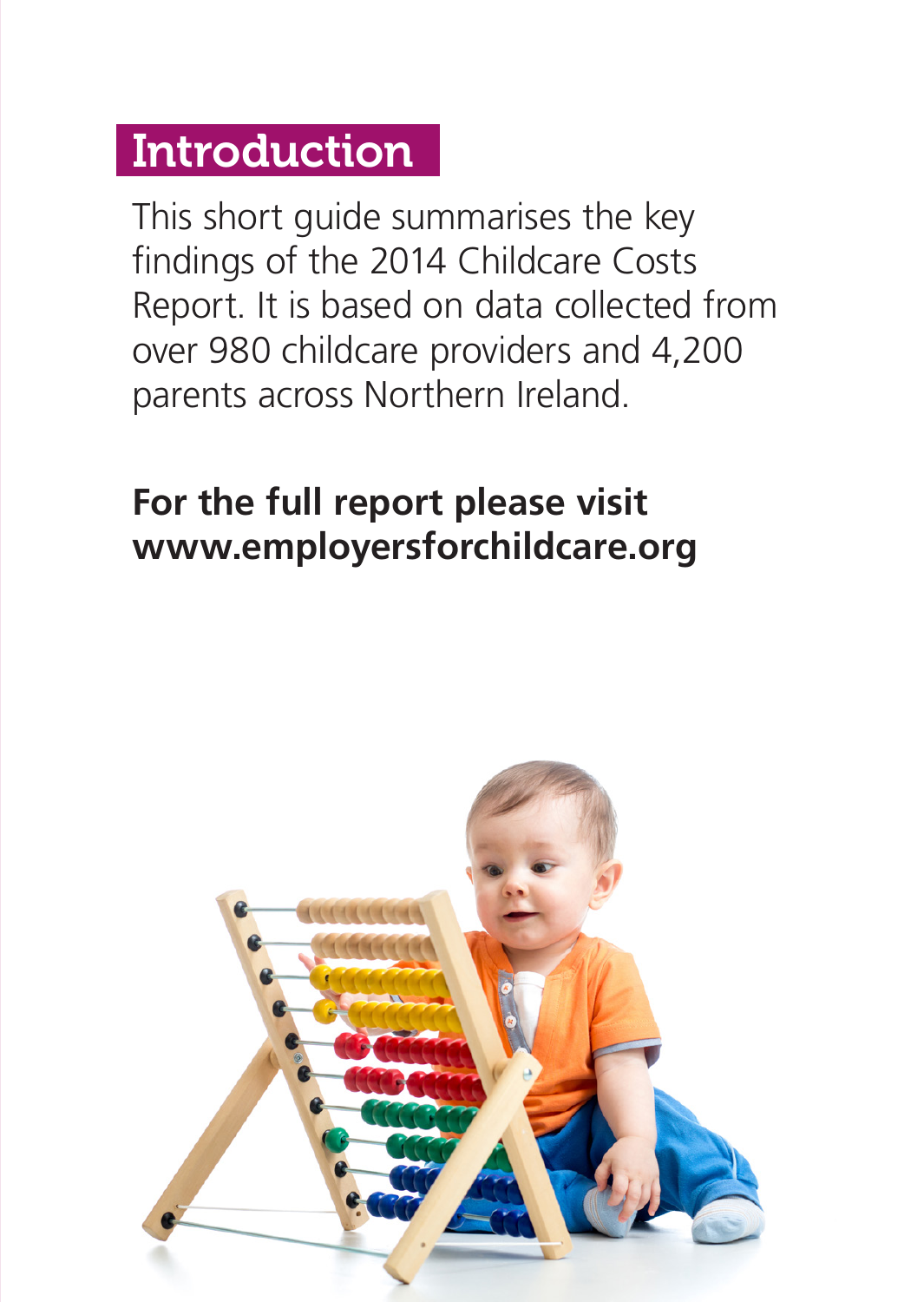# Introduction

This short guide summarises the key findings of the 2014 Childcare Costs Report. It is based on data collected from over 980 childcare providers and 4,200 parents across Northern Ireland.

**For the full report please visit www.employersforchildcare.org**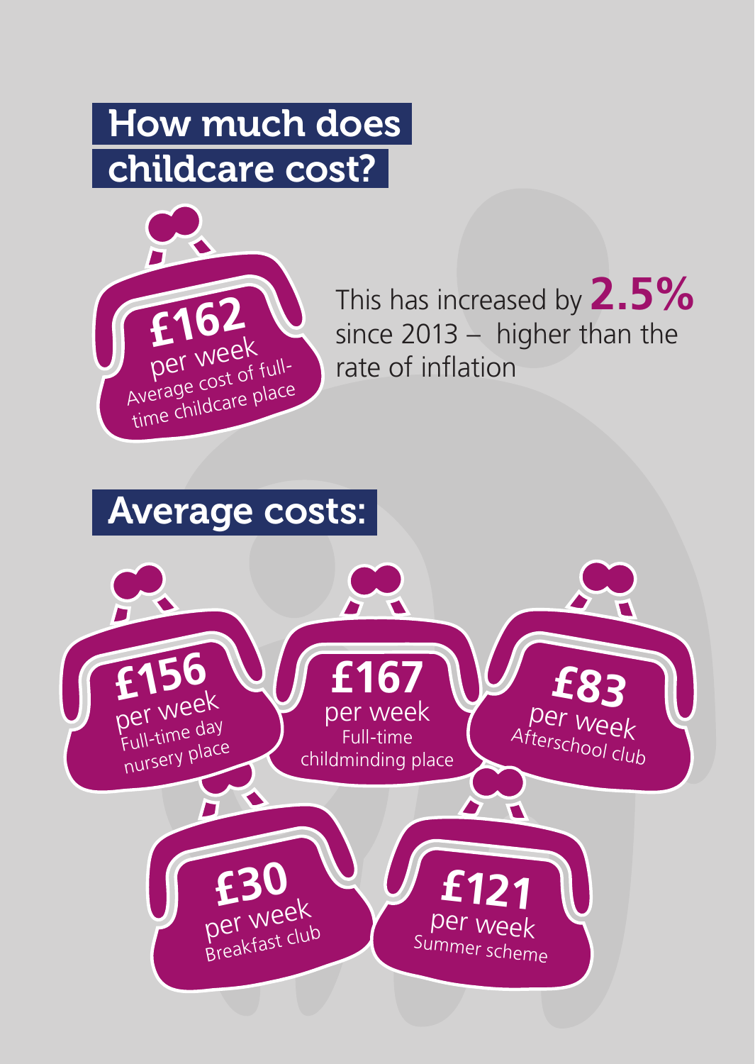## How much does childcare cost?

**£162** per week
Average cost of full-time childcare place

This has increased by **2.5%** since 2013 – higher than the rate of inflation

## Average costs:

**£156** per week
Full-time day nursery place

**£167** per week
Full-time childminding place

**£83** per week
Afterschool club

**£30** per week
Breakfast club

**£121** per week
Summer scheme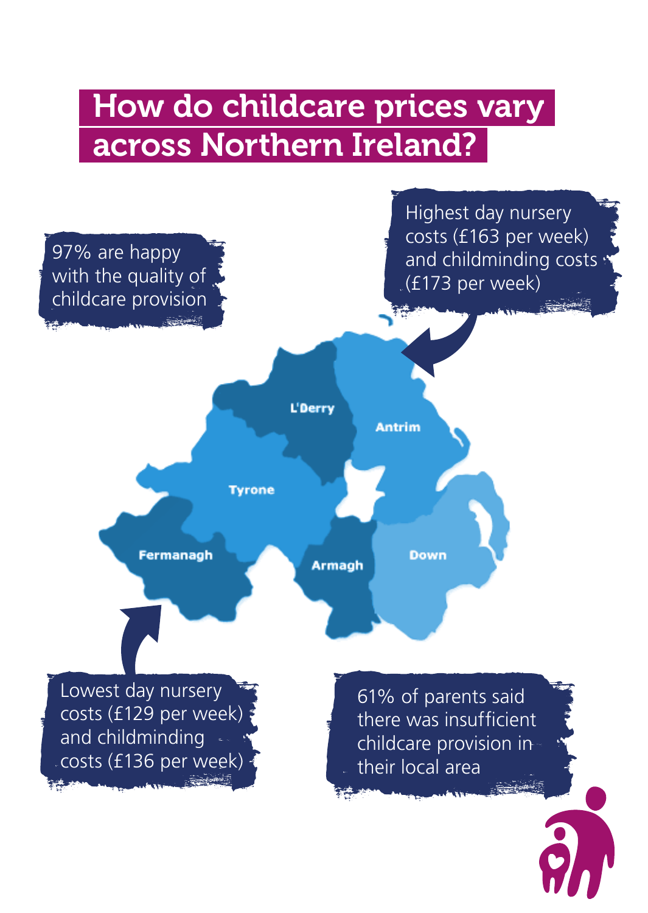# How do childcare prices vary across Northern Ireland?

97% are happy with the quality of childcare provision

Highest day nursery costs (£163 per week) and childminding costs (£173 per week)

L'Derry

Antrim

Tyrone

Fermanagh

Armagh

Down

Lowest day nursery costs (£129 per week) and childminding costs (£136 per week)

61% of parents said there was insufficient childcare provision in their local area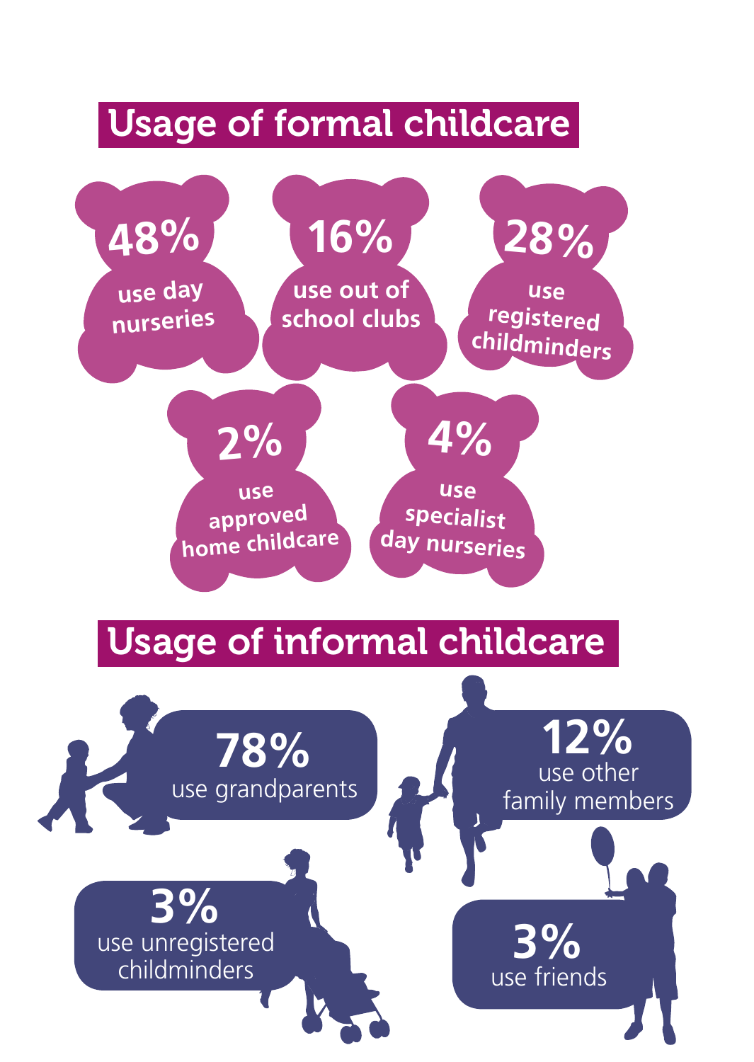## Usage of formal childcare

- **48%** use day nurseries
- **16%** use out of school clubs
- **28%** use registered childminders
- **2%** use approved home childcare
- **4%** use specialist day nurseries

## Usage of informal childcare

- **78%** use grandparents
- **12%** use other family members
- **3%** use unregistered childminders
- **3%** use friends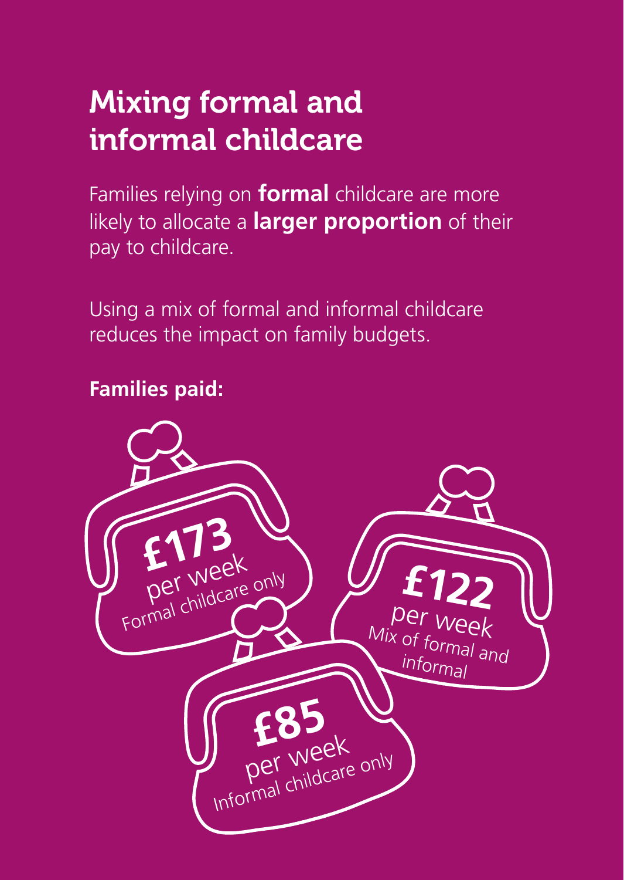# Mixing formal and informal childcare

Families relying on **formal** childcare are more likely to allocate a **larger proportion** of their pay to childcare.

Using a mix of formal and informal childcare reduces the impact on family budgets.

**Families paid:**

**£173** per week
Formal childcare only

**£122** per week
Mix of formal and informal

**£85** per week
Informal childcare only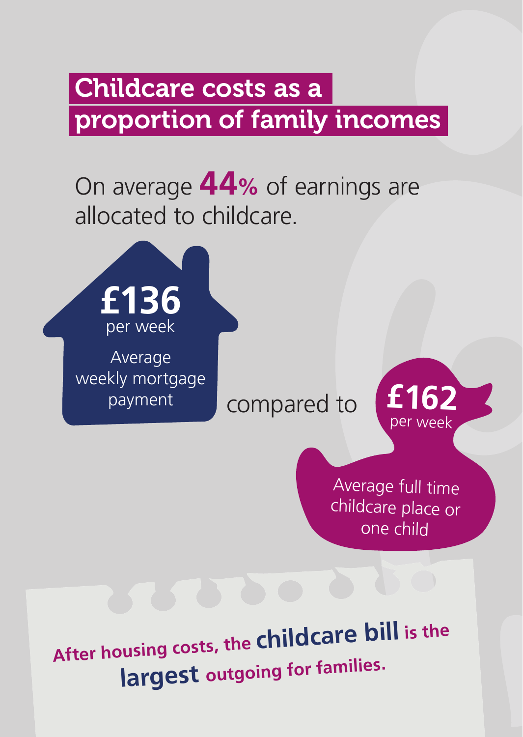# Childcare costs as a proportion of family incomes

On average **44%** of earnings are allocated to childcare.

**£136** per week

Average weekly mortgage payment

compared to

**£162** per week

Average full time childcare place or one child

**After housing costs, the childcare bill is the largest outgoing for families.**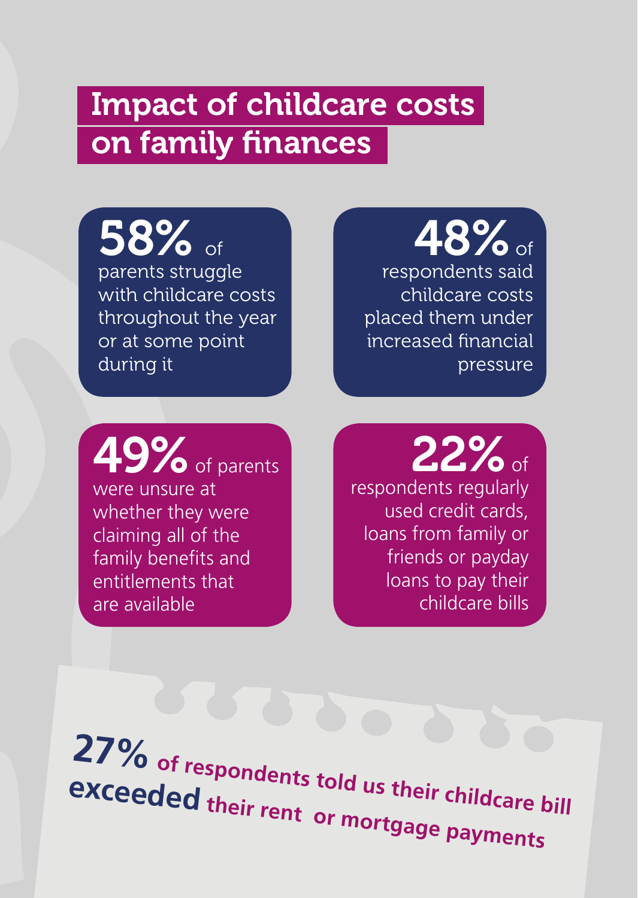# Impact of childcare costs on family finances

**58%** of parents struggle with childcare costs throughout the year or at some point during it

**48%** of respondents said childcare costs placed them under increased financial pressure

**49%** of parents were unsure at whether they were claiming all of the family benefits and entitlements that are available

**22%** of respondents regularly used credit cards, loans from family or friends or payday loans to pay their childcare bills

**27%** of respondents told us their childcare bill **exceeded** their rent or mortgage payments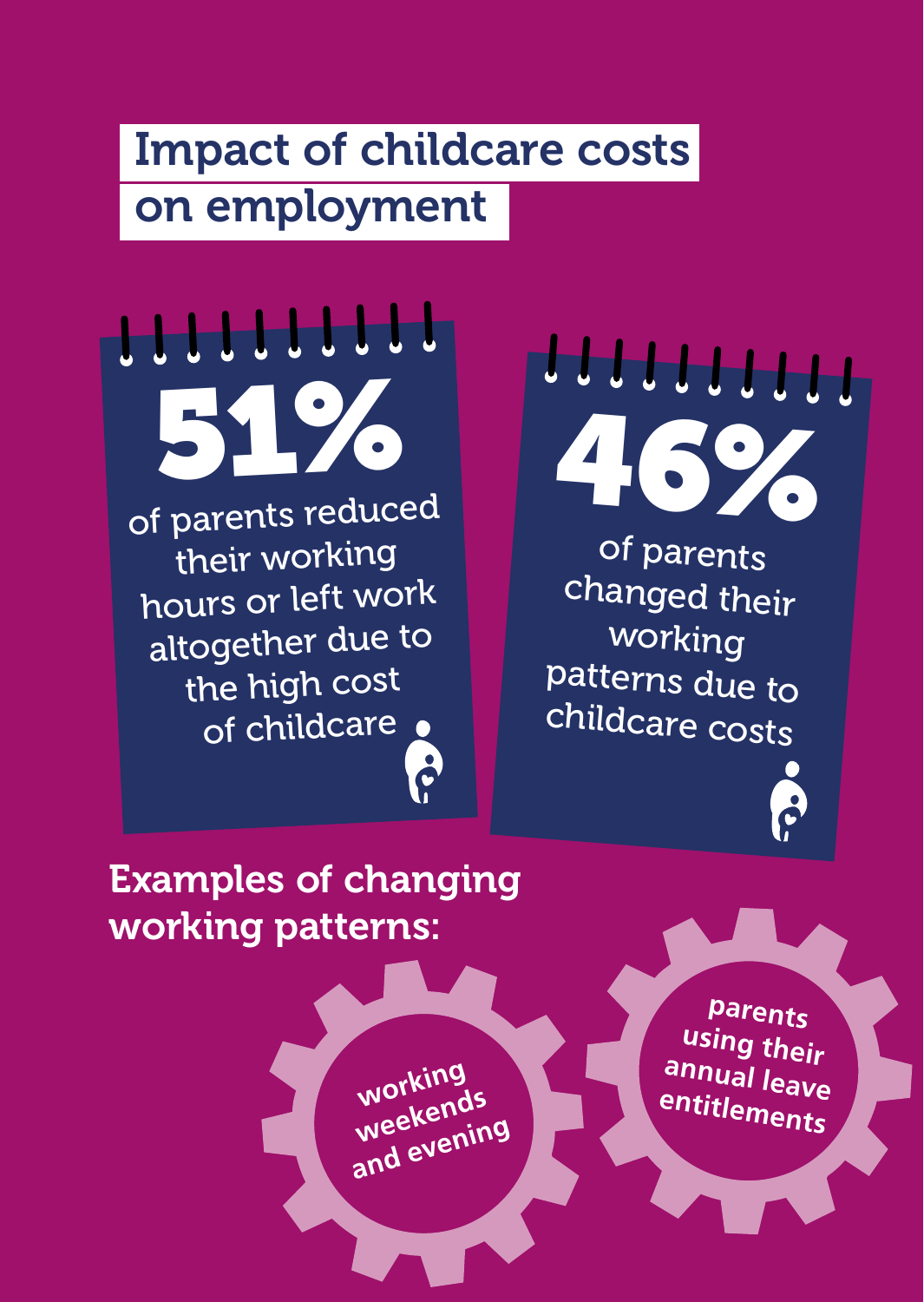# Impact of childcare costs on employment

**51%**

of parents reduced their working hours or left work altogether due to the high cost of childcare

**46%**

of parents changed their working patterns due to childcare costs

## Examples of changing working patterns:

- working weekends and evening
- parents using their annual leave entitlements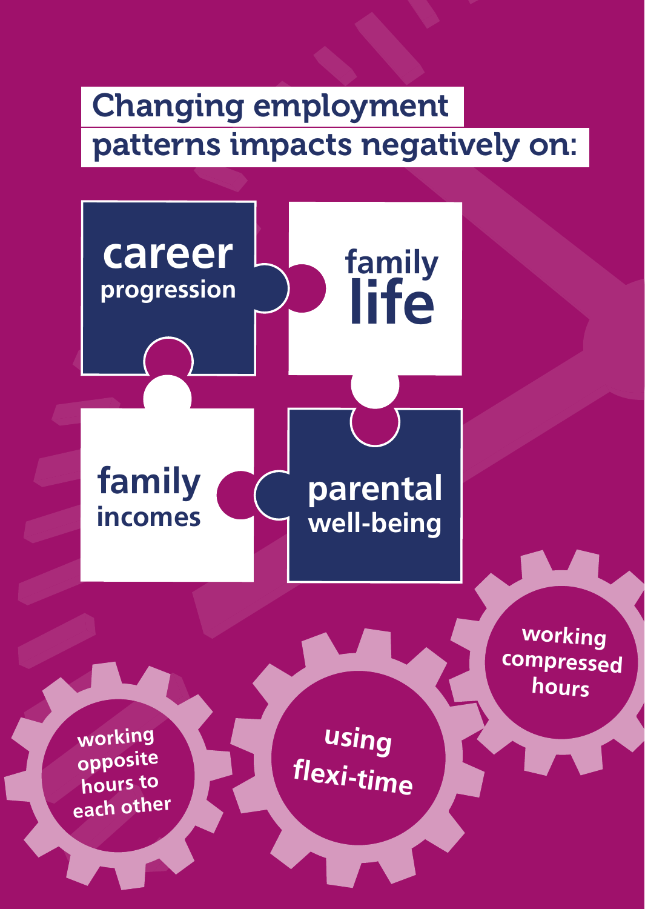# Changing employment patterns impacts negatively on:

- **career** progression
- **family life**
- **family** incomes
- **parental** well-being

working opposite hours to each other

using flexi-time

working compressed hours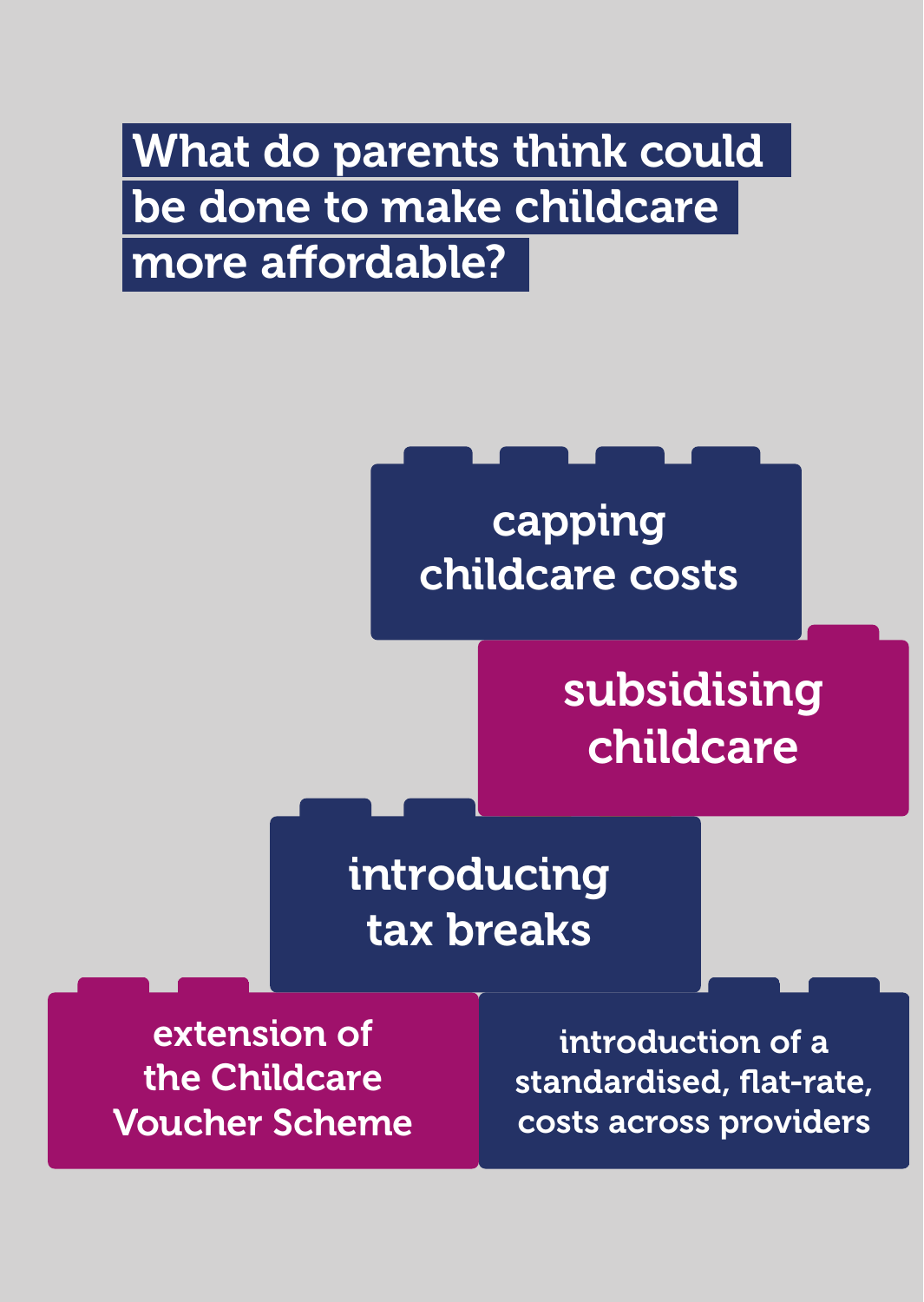## What do parents think could be done to make childcare more affordable?

- capping childcare costs
- subsidising childcare
- introducing tax breaks
- extension of the Childcare Voucher Scheme
- introduction of a standardised, flat-rate, costs across providers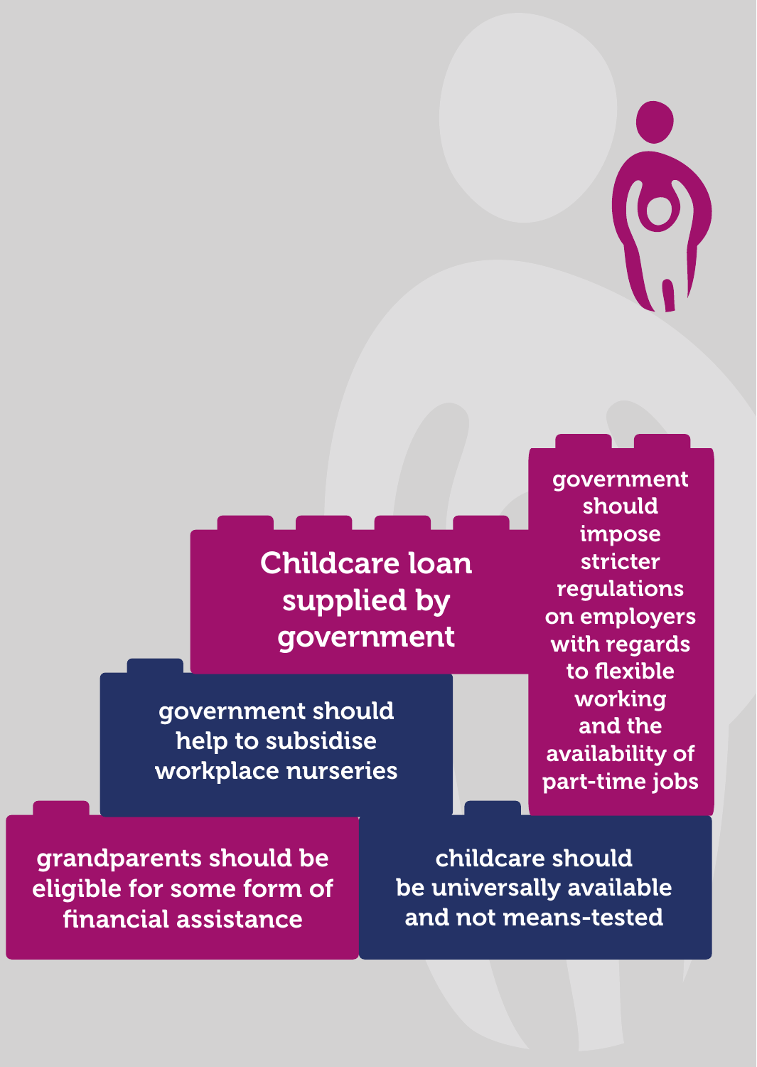Childcare loan supplied by government

government should impose stricter regulations on employers with regards to flexible working and the availability of part-time jobs

government should help to subsidise workplace nurseries

grandparents should be eligible for some form of financial assistance

childcare should be universally available and not means-tested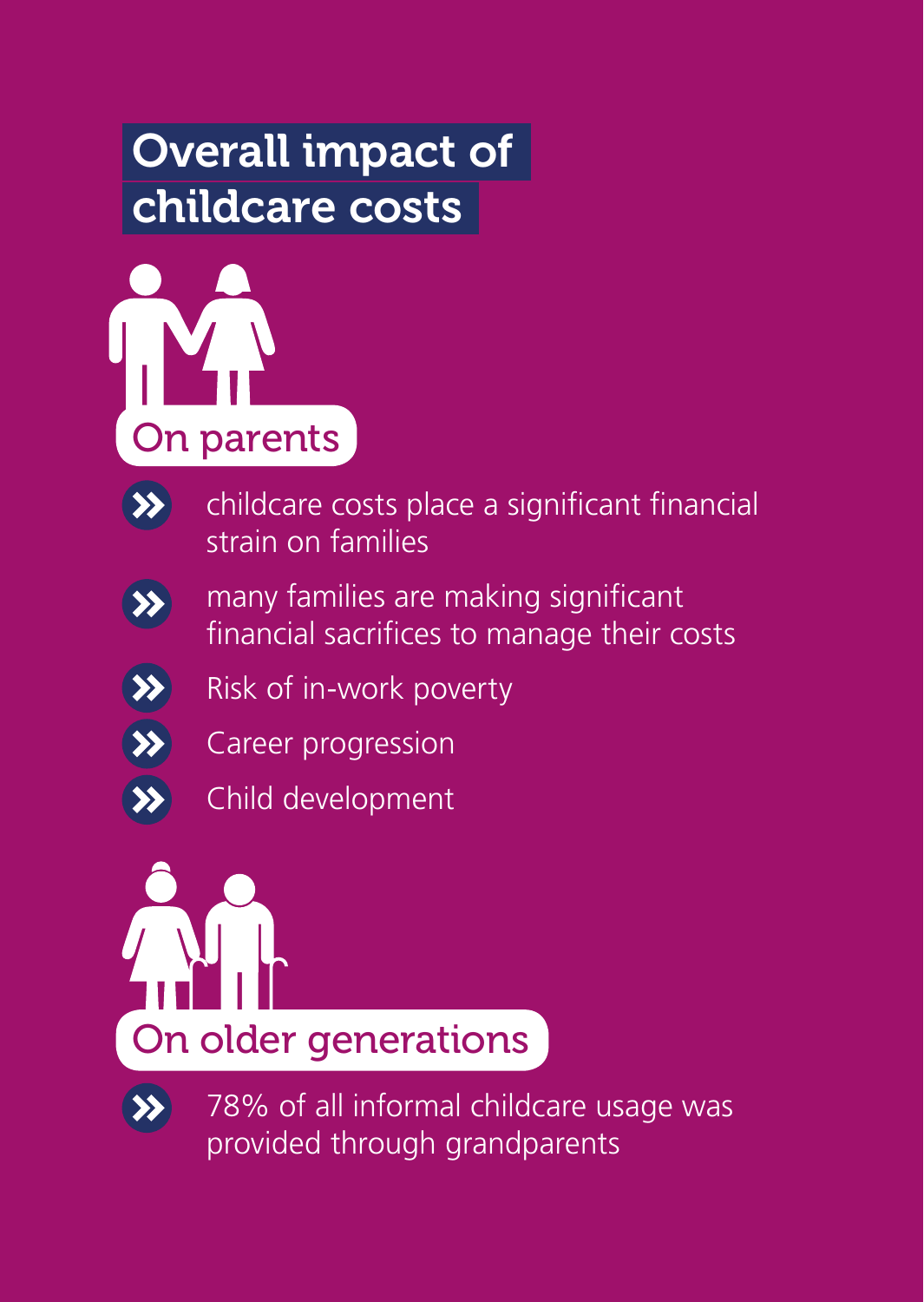# Overall impact of childcare costs

## On parents

- childcare costs place a significant financial strain on families
- many families are making significant financial sacrifices to manage their costs
- Risk of in-work poverty
- Career progression
- Child development

## On older generations

- 78% of all informal childcare usage was provided through grandparents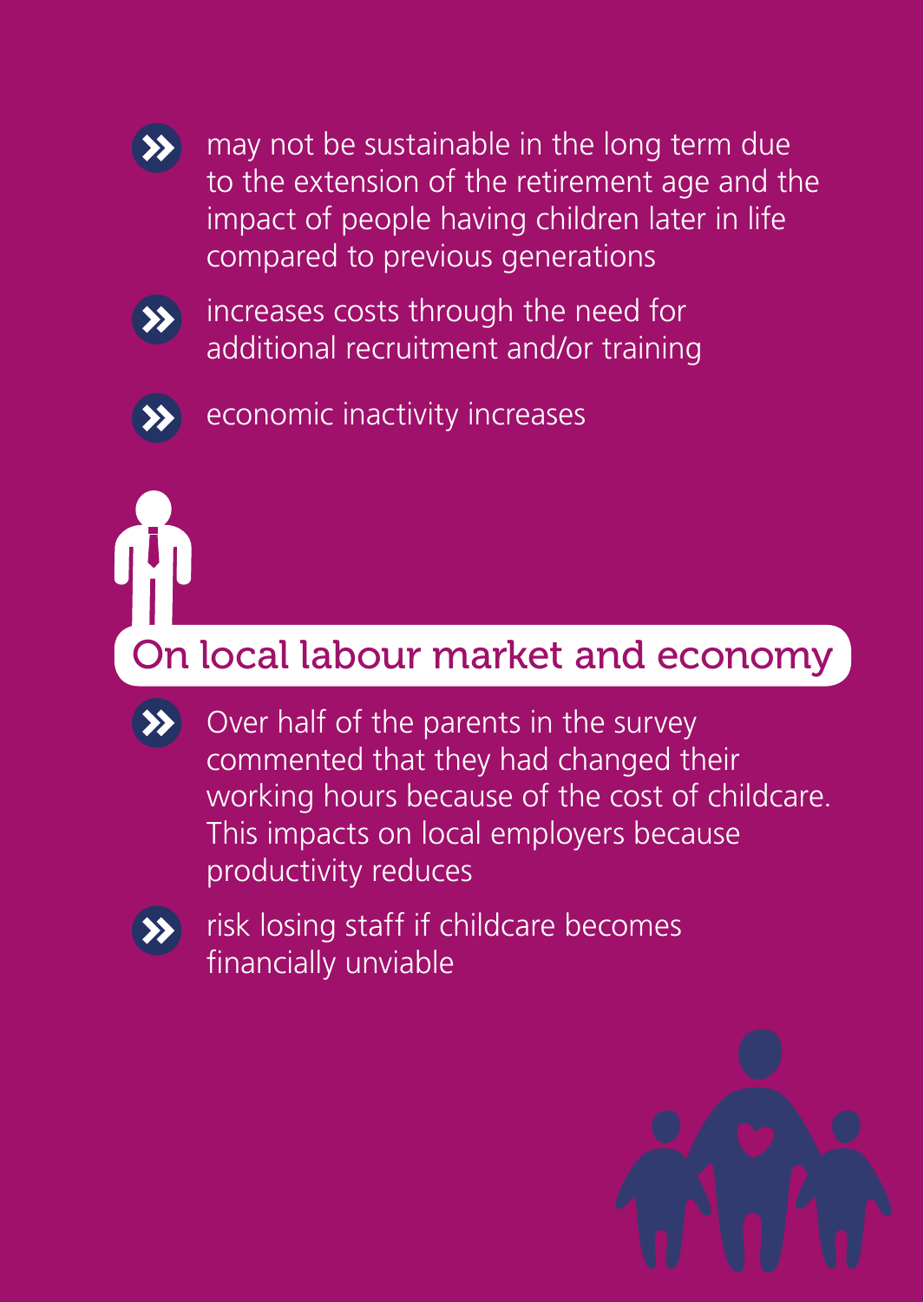- may not be sustainable in the long term due to the extension of the retirement age and the impact of people having children later in life compared to previous generations
- increases costs through the need for additional recruitment and/or training
- economic inactivity increases

## On local labour market and economy

- Over half of the parents in the survey commented that they had changed their working hours because of the cost of childcare. This impacts on local employers because productivity reduces
- risk losing staff if childcare becomes financially unviable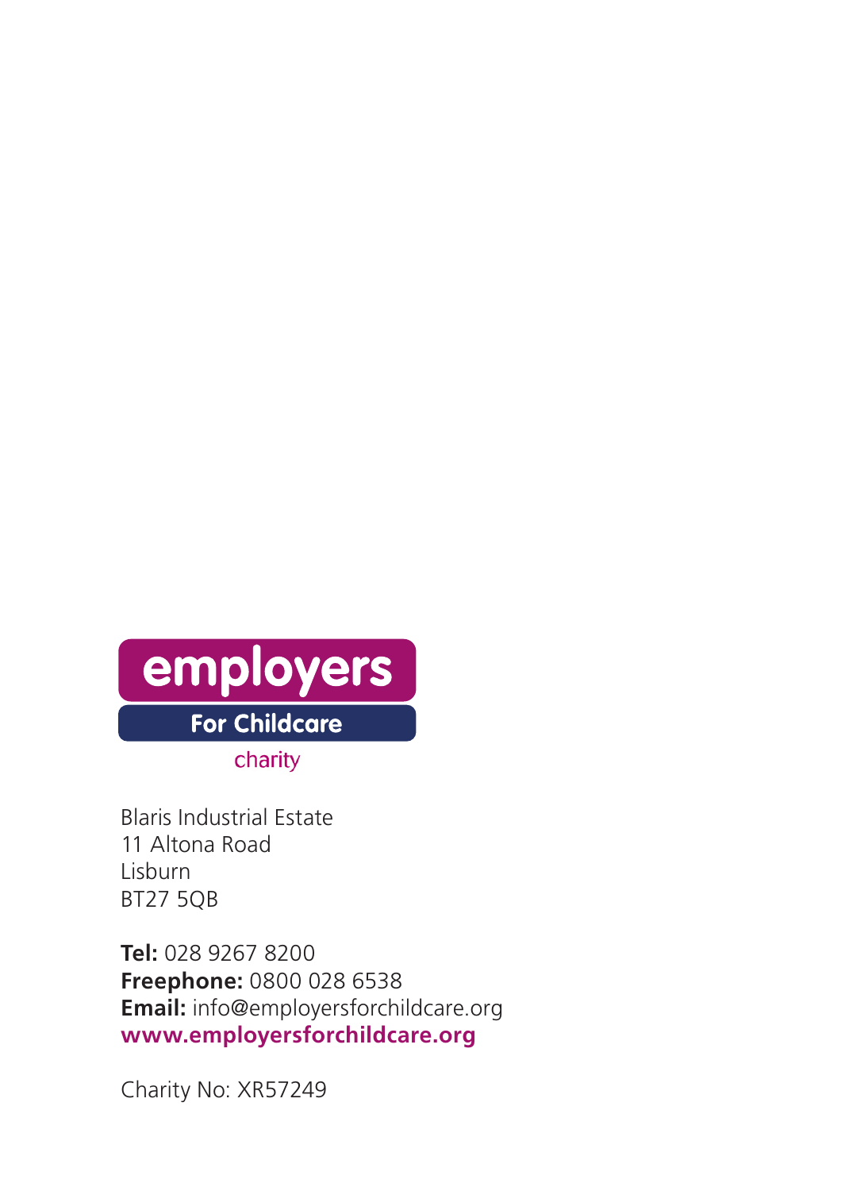employers

For Childcare

charity

Blaris Industrial Estate
11 Altona Road
Lisburn
BT27 5QB

**Tel:** 028 9267 8200
**Freephone:** 0800 028 6538
**Email:** info@employersforchildcare.org
**www.employersforchildcare.org**

Charity No: XR57249